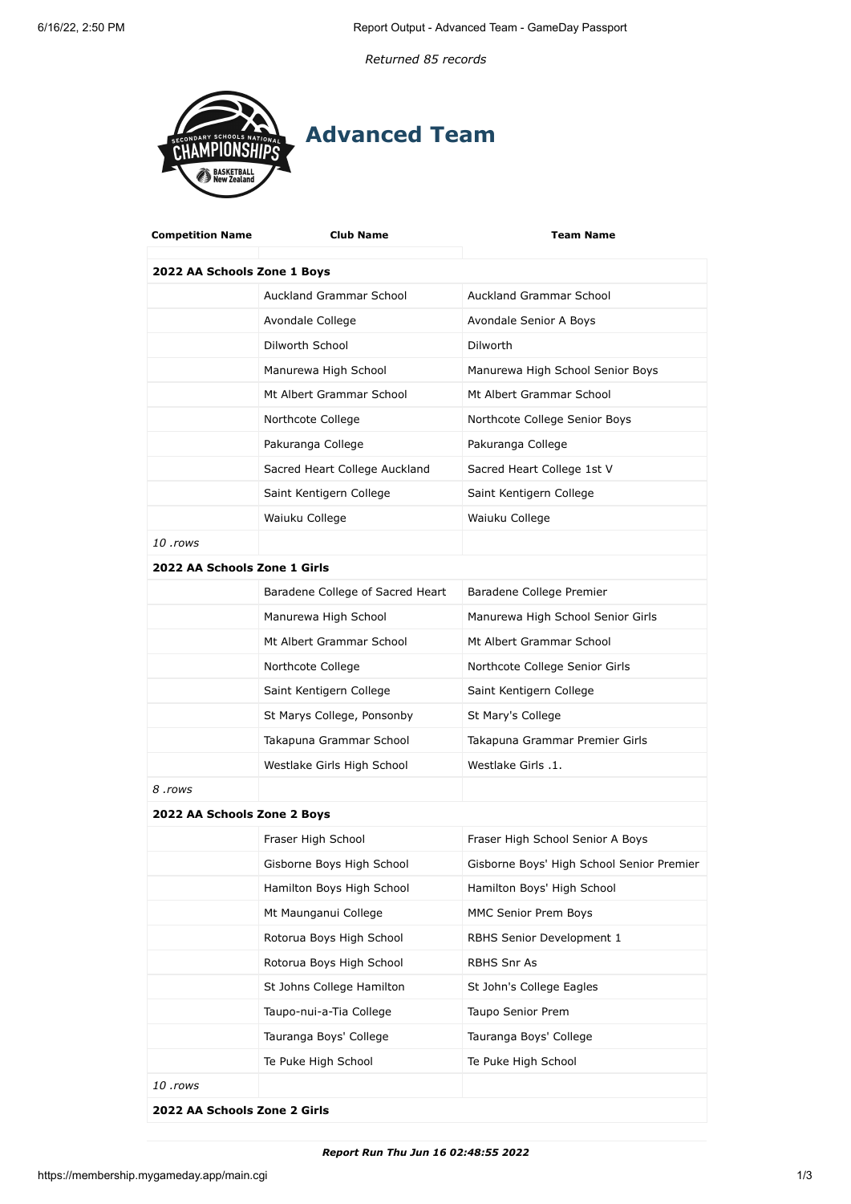*Returned 85 records*

# Advanced Team

| Competition Name | Club Name | Team Name |
|---|---|---|
| **2022 AA Schools Zone 1 Boys** | | |
| | Auckland Grammar School | Auckland Grammar School |
| | Avondale College | Avondale Senior A Boys |
| | Dilworth School | Dilworth |
| | Manurewa High School | Manurewa High School Senior Boys |
| | Mt Albert Grammar School | Mt Albert Grammar School |
| | Northcote College | Northcote College Senior Boys |
| | Pakuranga College | Pakuranga College |
| | Sacred Heart College Auckland | Sacred Heart College 1st V |
| | Saint Kentigern College | Saint Kentigern College |
| | Waiuku College | Waiuku College |
| *10 .rows* | | |
| **2022 AA Schools Zone 1 Girls** | | |
| | Baradene College of Sacred Heart | Baradene College Premier |
| | Manurewa High School | Manurewa High School Senior Girls |
| | Mt Albert Grammar School | Mt Albert Grammar School |
| | Northcote College | Northcote College Senior Girls |
| | Saint Kentigern College | Saint Kentigern College |
| | St Marys College, Ponsonby | St Mary's College |
| | Takapuna Grammar School | Takapuna Grammar Premier Girls |
| | Westlake Girls High School | Westlake Girls .1. |
| *8 .rows* | | |
| **2022 AA Schools Zone 2 Boys** | | |
| | Fraser High School | Fraser High School Senior A Boys |
| | Gisborne Boys High School | Gisborne Boys' High School Senior Premier |
| | Hamilton Boys High School | Hamilton Boys' High School |
| | Mt Maunganui College | MMC Senior Prem Boys |
| | Rotorua Boys High School | RBHS Senior Development 1 |
| | Rotorua Boys High School | RBHS Snr As |
| | St Johns College Hamilton | St John's College Eagles |
| | Taupo-nui-a-Tia College | Taupo Senior Prem |
| | Tauranga Boys' College | Tauranga Boys' College |
| | Te Puke High School | Te Puke High School |
| *10 .rows* | | |
| **2022 AA Schools Zone 2 Girls** | | |

***Report Run Thu Jun 16 02:48:55 2022***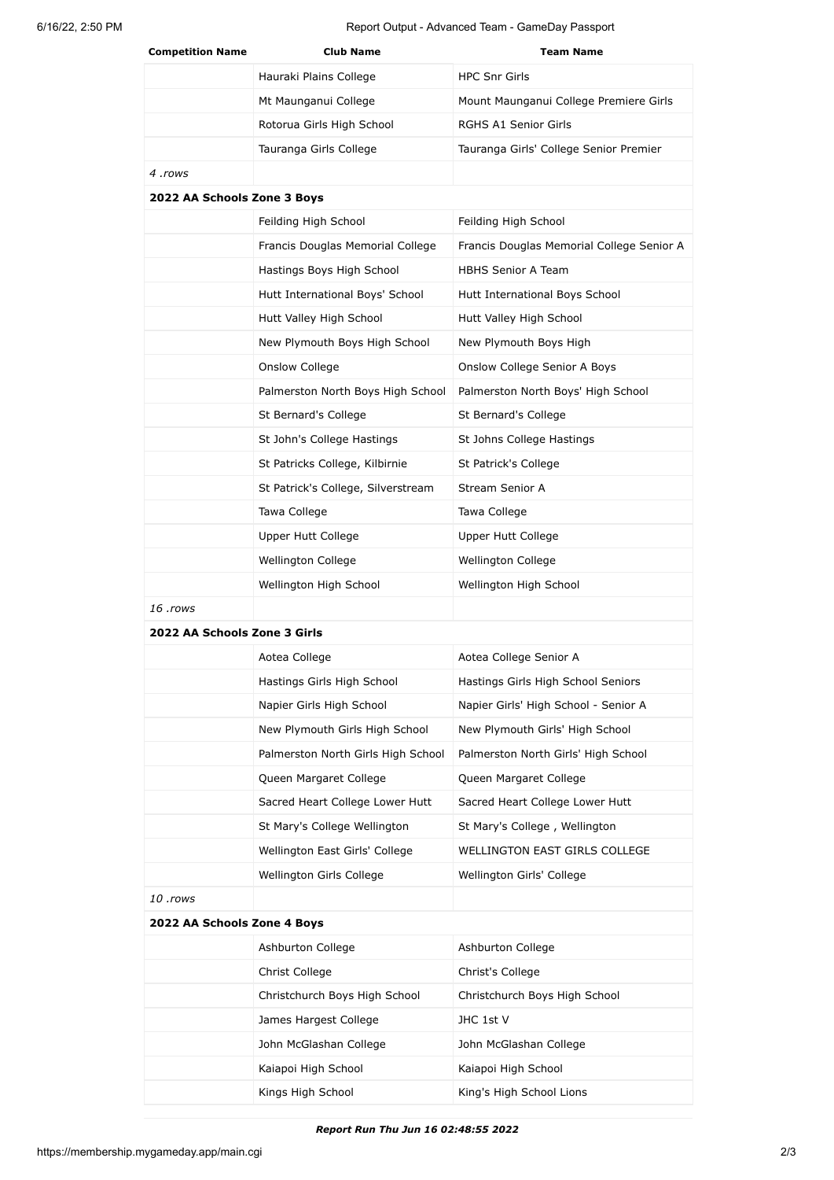| Competition Name | Club Name | Team Name |
|---|---|---|
| | Hauraki Plains College | HPC Snr Girls |
| | Mt Maunganui College | Mount Maunganui College Premiere Girls |
| | Rotorua Girls High School | RGHS A1 Senior Girls |
| | Tauranga Girls College | Tauranga Girls' College Senior Premier |
| *4 .rows* | | |
| **2022 AA Schools Zone 3 Boys** | | |
| | Feilding High School | Feilding High School |
| | Francis Douglas Memorial College | Francis Douglas Memorial College Senior A |
| | Hastings Boys High School | HBHS Senior A Team |
| | Hutt International Boys' School | Hutt International Boys School |
| | Hutt Valley High School | Hutt Valley High School |
| | New Plymouth Boys High School | New Plymouth Boys High |
| | Onslow College | Onslow College Senior A Boys |
| | Palmerston North Boys High School | Palmerston North Boys' High School |
| | St Bernard's College | St Bernard's College |
| | St John's College Hastings | St Johns College Hastings |
| | St Patricks College, Kilbirnie | St Patrick's College |
| | St Patrick's College, Silverstream | Stream Senior A |
| | Tawa College | Tawa College |
| | Upper Hutt College | Upper Hutt College |
| | Wellington College | Wellington College |
| | Wellington High School | Wellington High School |
| *16 .rows* | | |
| **2022 AA Schools Zone 3 Girls** | | |
| | Aotea College | Aotea College Senior A |
| | Hastings Girls High School | Hastings Girls High School Seniors |
| | Napier Girls High School | Napier Girls' High School - Senior A |
| | New Plymouth Girls High School | New Plymouth Girls' High School |
| | Palmerston North Girls High School | Palmerston North Girls' High School |
| | Queen Margaret College | Queen Margaret College |
| | Sacred Heart College Lower Hutt | Sacred Heart College Lower Hutt |
| | St Mary's College Wellington | St Mary's College , Wellington |
| | Wellington East Girls' College | WELLINGTON EAST GIRLS COLLEGE |
| | Wellington Girls College | Wellington Girls' College |
| *10 .rows* | | |
| **2022 AA Schools Zone 4 Boys** | | |
| | Ashburton College | Ashburton College |
| | Christ College | Christ's College |
| | Christchurch Boys High School | Christchurch Boys High School |
| | James Hargest College | JHC 1st V |
| | John McGlashan College | John McGlashan College |
| | Kaiapoi High School | Kaiapoi High School |
| | Kings High School | King's High School Lions |

***Report Run Thu Jun 16 02:48:55 2022***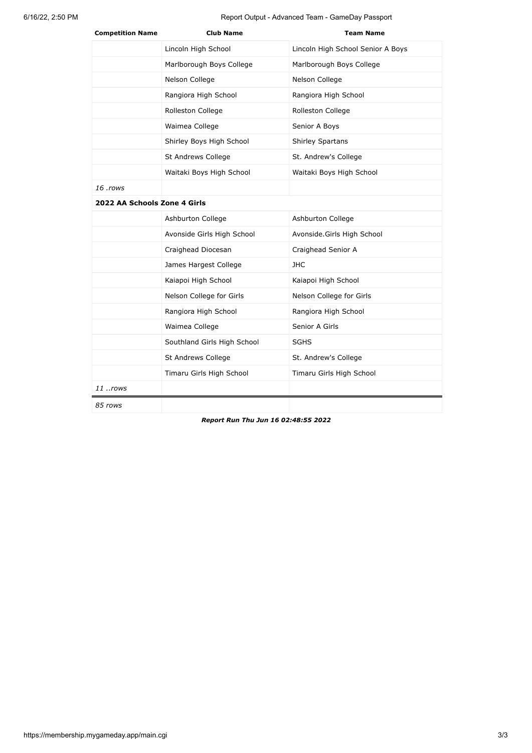| Competition Name | Club Name | Team Name |
|---|---|---|
| | Lincoln High School | Lincoln High School Senior A Boys |
| | Marlborough Boys College | Marlborough Boys College |
| | Nelson College | Nelson College |
| | Rangiora High School | Rangiora High School |
| | Rolleston College | Rolleston College |
| | Waimea College | Senior A Boys |
| | Shirley Boys High School | Shirley Spartans |
| | St Andrews College | St. Andrew's College |
| | Waitaki Boys High School | Waitaki Boys High School |
| *16 .rows* | | |
| **2022 AA Schools Zone 4 Girls** | | |
| | Ashburton College | Ashburton College |
| | Avonside Girls High School | Avonside.Girls High School |
| | Craighead Diocesan | Craighead Senior A |
| | James Hargest College | JHC |
| | Kaiapoi High School | Kaiapoi High School |
| | Nelson College for Girls | Nelson College for Girls |
| | Rangiora High School | Rangiora High School |
| | Waimea College | Senior A Girls |
| | Southland Girls High School | SGHS |
| | St Andrews College | St. Andrew's College |
| | Timaru Girls High School | Timaru Girls High School |
| *11 ..rows* | | |
| *85 rows* | | |

***Report Run Thu Jun 16 02:48:55 2022***